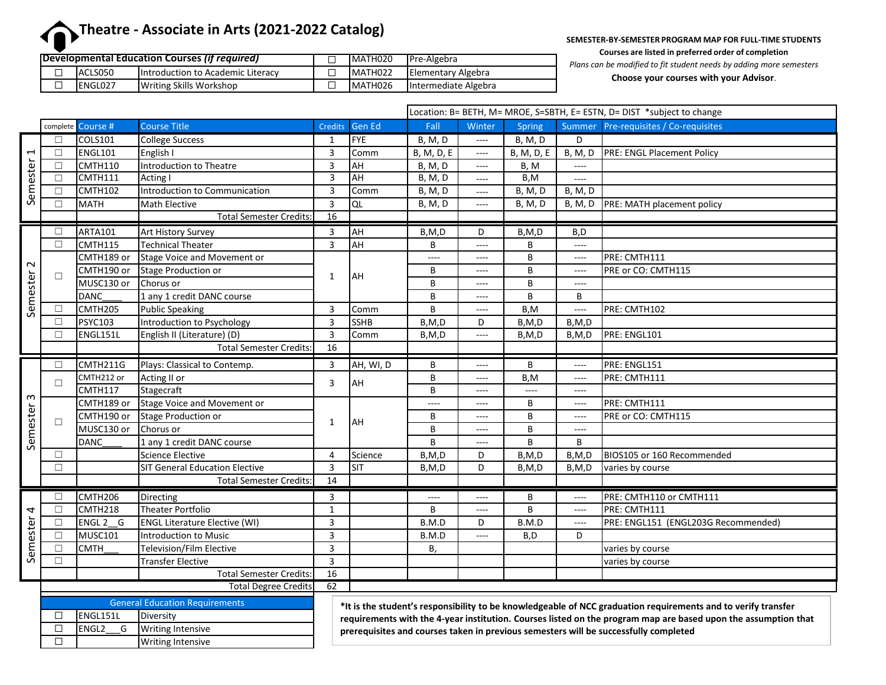# Theatre - Associate in Arts (2021-2022 Catalog)

| Developmental Education Courses *(if required)* | | | | | |
|---|---|---|---|---|---|
| ☐ | ACLS050 | Introduction to Academic Literacy | ☐ | MATH020 | Pre-Algebra |
| ☐ | ENGL027 | Writing Skills Workshop | ☐ | MATH022 | Elementary Algebra |
| | | | ☐ | MATH026 | Intermediate Algebra |

**SEMESTER-BY-SEMESTER PROGRAM MAP FOR FULL-TIME STUDENTS**

**Courses are listed in preferred order of completion**

*Plans can be modified to fit student needs by adding more semesters*

**Choose your courses with your Advisor**.

Location: B= BETH, M= MROE, S=SBTH, E= ESTN, D= DIST *subject to change

| | complete | Course # | Course Title | Credits | Gen Ed | Fall | Winter | Spring | Summer | Pre-requisites / Co-requisites |
|---|---|---|---|---|---|---|---|---|---|---|
| Semester 1 | ☐ | COLS101 | College Success | 1 | FYE | B, M, D | ---- | B, M, D | D | |
| | ☐ | ENGL101 | English I | 3 | Comm | B, M, D, E | ---- | B, M, D, E | B, M, D | PRE: ENGL Placement Policy |
| | ☐ | CMTH110 | Introduction to Theatre | 3 | AH | B, M, D | ---- | B, M | ---- | |
| | ☐ | CMTH111 | Acting I | 3 | AH | B, M, D | ---- | B,M | ---- | |
| | ☐ | CMTH102 | Introduction to Communication | 3 | Comm | B, M, D | ---- | B, M, D | B, M, D | |
| | ☐ | MATH | Math Elective | 3 | QL | B, M, D | ---- | B, M, D | B, M, D | PRE: MATH placement policy |
| | | | Total Semester Credits: | 16 | | | | | | |
| Semester 2 | ☐ | ARTA101 | Art History Survey | 3 | AH | B,M,D | D | B,M,D | B,D | |
| | ☐ | CMTH115 | Technical Theater | 3 | AH | B | ---- | B | ---- | |
| | ☐ | CMTH189 or | Stage Voice and Movement or | 1 | AH | ---- | ---- | B | ---- | PRE: CMTH111 |
| | | CMTH190 or | Stage Production or | | | B | ---- | B | ---- | PRE or CO: CMTH115 |
| | | MUSC130 or | Chorus or | | | B | ---- | B | ---- | |
| | | DANC____ | 1 any 1 credit DANC course | | | B | ---- | B | B | |
| | ☐ | CMTH205 | Public Speaking | 3 | Comm | B | ---- | B,M | ---- | PRE: CMTH102 |
| | ☐ | PSYC103 | Introduction to Psychology | 3 | SSHB | B,M,D | D | B,M,D | B,M,D | |
| | ☐ | ENGL151L | English II (Literature) (D) | 3 | Comm | B,M,D | ---- | B,M,D | B,M,D | PRE: ENGL101 |
| | | | Total Semester Credits: | 16 | | | | | | |
| Semester 3 | ☐ | CMTH211G | Plays: Classical to Contemp. | 3 | AH, WI, D | B | ---- | B | ---- | PRE: ENGL151 |
| | ☐ | CMTH212 or | Acting II or | 3 | AH | B | ---- | B,M | ---- | PRE: CMTH111 |
| | | CMTH117 | Stagecraft | | | B | ---- | ---- | ---- | |
| | ☐ | CMTH189 or | Stage Voice and Movement or | 1 | AH | ---- | ---- | B | ---- | PRE: CMTH111 |
| | | CMTH190 or | Stage Production or | | | B | ---- | B | ---- | PRE or CO: CMTH115 |
| | | MUSC130 or | Chorus or | | | B | ---- | B | ---- | |
| | | DANC____ | 1 any 1 credit DANC course | | | B | ---- | B | B | |
| | ☐ | | Science Elective | 4 | Science | B,M,D | D | B,M,D | B,M,D | BIOS105 or 160 Recommended |
| | ☐ | | SIT General Education Elective | 3 | SIT | B,M,D | D | B,M,D | B,M,D | varies by course |
| | | | Total Semester Credits: | 14 | | | | | | |
| Semester 4 | ☐ | CMTH206 | Directing | 3 | | ---- | ---- | B | ---- | PRE: CMTH110 or CMTH111 |
| | ☐ | CMTH218 | Theater Portfolio | 1 | | B | ---- | B | ---- | PRE: CMTH111 |
| | ☐ | ENGL 2__G | ENGL Literature Elective (WI) | 3 | | B.M.D | D | B.M.D | ---- | PRE: ENGL151 (ENGL203G Recommended) |
| | ☐ | MUSC101 | Introduction to Music | 3 | | B.M.D | ---- | B,D | D | |
| | ☐ | CMTH___ | Television/Film Elective | 3 | | B, | | | | varies by course |
| | ☐ | | Transfer Elective | 3 | | | | | | varies by course |
| | | | Total Semester Credits: | 16 | | | | | | |
| | | | Total Degree Credits | 62 | | | | | | |

| General Education Requirements | | |
|---|---|---|
| ☐ | ENGL151L | Diversity |
| ☐ | ENGL2___G | Writing Intensive |
| ☐ | | Writing Intensive |

**\*It is the student's responsibility to be knowledgeable of NCC graduation requirements and to verify transfer requirements with the 4-year institution. Courses listed on the program map are based upon the assumption that prerequisites and courses taken in previous semesters will be successfully completed**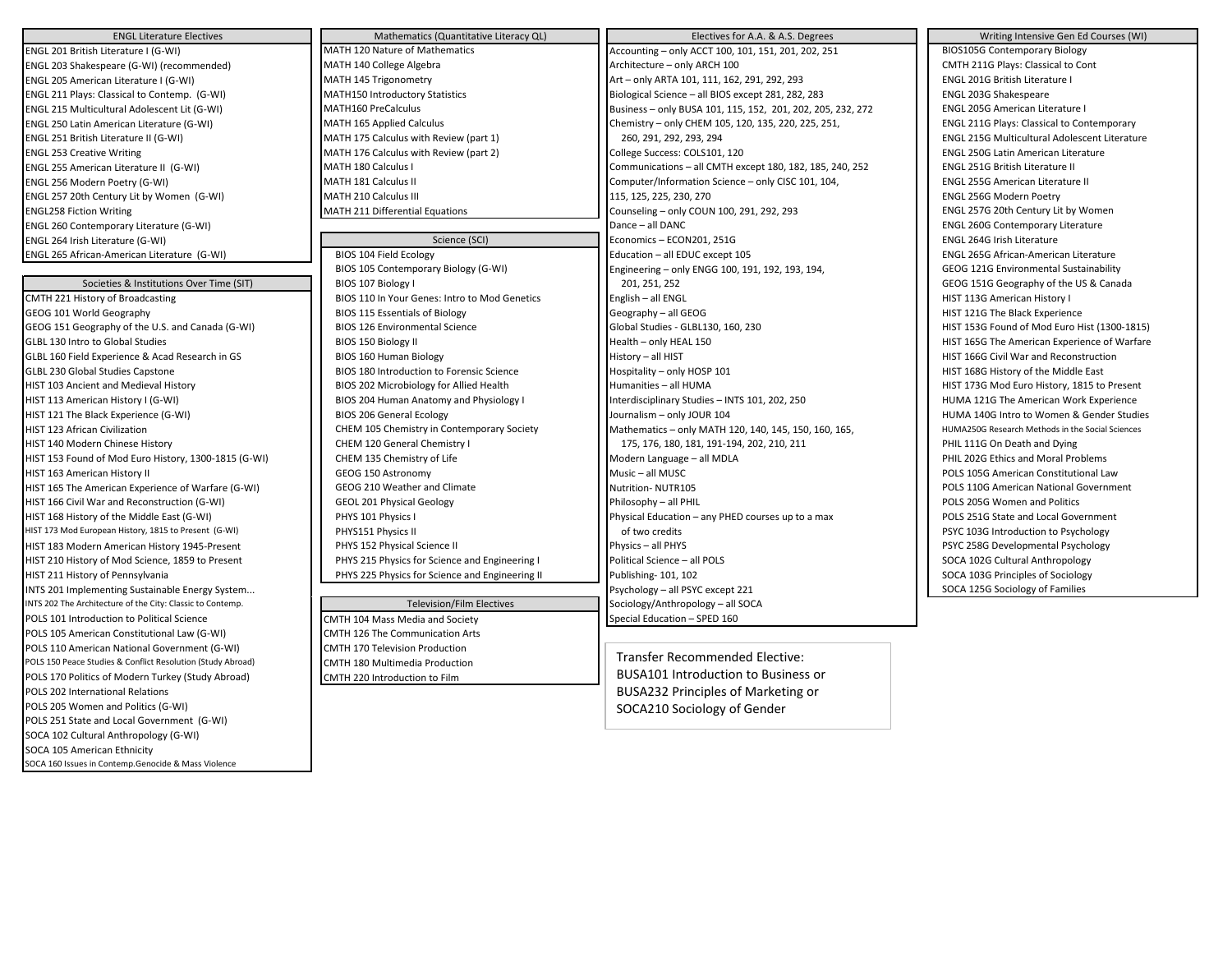| ENGL Literature Electives |
|---|
| ENGL 201 British Literature I (G-WI) |
| ENGL 203 Shakespeare (G-WI) (recommended) |
| ENGL 205 American Literature I (G-WI) |
| ENGL 211 Plays: Classical to Contemp. (G-WI) |
| ENGL 215 Multicultural Adolescent Lit (G-WI) |
| ENGL 250 Latin American Literature (G-WI) |
| ENGL 251 British Literature II (G-WI) |
| ENGL 253 Creative Writing |
| ENGL 255 American Literature II (G-WI) |
| ENGL 256 Modern Poetry (G-WI) |
| ENGL 257 20th Century Lit by Women (G-WI) |
| ENGL258 Fiction Writing |
| ENGL 260 Contemporary Literature (G-WI) |
| ENGL 264 Irish Literature (G-WI) |
| ENGL 265 African-American Literature (G-WI) |

| Societies & Institutions Over Time (SIT) |
|---|
| CMTH 221 History of Broadcasting |
| GEOG 101 World Geography |
| GEOG 151 Geography of the U.S. and Canada (G-WI) |
| GLBL 130 Intro to Global Studies |
| GLBL 160 Field Experience & Acad Research in GS |
| GLBL 230 Global Studies Capstone |
| HIST 103 Ancient and Medieval History |
| HIST 113 American History I (G-WI) |
| HIST 121 The Black Experience (G-WI) |
| HIST 123 African Civilization |
| HIST 140 Modern Chinese History |
| HIST 153 Found of Mod Euro History, 1300-1815 (G-WI) |
| HIST 163 American History II |
| HIST 165 The American Experience of Warfare (G-WI) |
| HIST 166 Civil War and Reconstruction (G-WI) |
| HIST 168 History of the Middle East (G-WI) |
| HIST 173 Mod European History, 1815 to Present (G-WI) |
| HIST 183 Modern American History 1945-Present |
| HIST 210 History of Mod Science, 1859 to Present |
| HIST 211 History of Pennsylvania |
| INTS 201 Implementing Sustainable Energy System... |
| INTS 202 The Architecture of the City: Classic to Contemp. |
| POLS 101 Introduction to Political Science |
| POLS 105 American Constitutional Law (G-WI) |
| POLS 110 American National Government (G-WI) |
| POLS 150 Peace Studies & Conflict Resolution (Study Abroad) |
| POLS 170 Politics of Modern Turkey (Study Abroad) |
| POLS 202 International Relations |
| POLS 205 Women and Politics (G-WI) |
| POLS 251 State and Local Government (G-WI) |
| SOCA 102 Cultural Anthropology (G-WI) |
| SOCA 105 American Ethnicity |
| SOCA 160 Issues in Contemp.Genocide & Mass Violence |

| Mathematics (Quantitative Literacy QL) |
|---|
| MATH 120 Nature of Mathematics |
| MATH 140 College Algebra |
| MATH 145 Trigonometry |
| MATH150 Introductory Statistics |
| MATH160 PreCalculus |
| MATH 165 Applied Calculus |
| MATH 175 Calculus with Review (part 1) |
| MATH 176 Calculus with Review (part 2) |
| MATH 180 Calculus I |
| MATH 181 Calculus II |
| MATH 210 Calculus III |
| MATH 211 Differential Equations |

| Science (SCI) |
|---|
| BIOS 104 Field Ecology |
| BIOS 105 Contemporary Biology (G-WI) |
| BIOS 107 Biology I |
| BIOS 110 In Your Genes: Intro to Mod Genetics |
| BIOS 115 Essentials of Biology |
| BIOS 126 Environmental Science |
| BIOS 150 Biology II |
| BIOS 160 Human Biology |
| BIOS 180 Introduction to Forensic Science |
| BIOS 202 Microbiology for Allied Health |
| BIOS 204 Human Anatomy and Physiology I |
| BIOS 206 General Ecology |
| CHEM 105 Chemistry in Contemporary Society |
| CHEM 120 General Chemistry I |
| CHEM 135 Chemistry of Life |
| GEOG 150 Astronomy |
| GEOG 210 Weather and Climate |
| GEOL 201 Physical Geology |
| PHYS 101 Physics I |
| PHYS151 Physics II |
| PHYS 152 Physical Science II |
| PHYS 215 Physics for Science and Engineering I |
| PHYS 225 Physics for Science and Engineering II |

| Television/Film Electives |
|---|
| CMTH 104 Mass Media and Society |
| CMTH 126 The Communication Arts |
| CMTH 170 Television Production |
| CMTH 180 Multimedia Production |
| CMTH 220 Introduction to Film |

| Electives for A.A. & A.S. Degrees |
|---|
| Accounting – only ACCT 100, 101, 151, 201, 202, 251 |
| Architecture – only ARCH 100 |
| Art – only ARTA 101, 111, 162, 291, 292, 293 |
| Biological Science – all BIOS except 281, 282, 283 |
| Business – only BUSA 101, 115, 152, 201, 202, 205, 232, 272 |
| Chemistry – only CHEM 105, 120, 135, 220, 225, 251, 260, 291, 292, 293, 294 |
| College Success: COLS101, 120 |
| Communications – all CMTH except 180, 182, 185, 240, 252 |
| Computer/Information Science – only CISC 101, 104, 115, 125, 225, 230, 270 |
| Counseling – only COUN 100, 291, 292, 293 |
| Dance – all DANC |
| Economics – ECON201, 251G |
| Education – all EDUC except 105 |
| Engineering – only ENGG 100, 191, 192, 193, 194, 201, 251, 252 |
| English – all ENGL |
| Geography – all GEOG |
| Global Studies - GLBL130, 160, 230 |
| Health – only HEAL 150 |
| History – all HIST |
| Hospitality – only HOSP 101 |
| Humanities – all HUMA |
| Interdisciplinary Studies – INTS 101, 202, 250 |
| Journalism – only JOUR 104 |
| Mathematics – only MATH 120, 140, 145, 150, 160, 165, 175, 176, 180, 181, 191-194, 202, 210, 211 |
| Modern Language – all MDLA |
| Music – all MUSC |
| Nutrition- NUTR105 |
| Philosophy – all PHIL |
| Physical Education – any PHED courses up to a max of two credits |
| Physics – all PHYS |
| Political Science – all POLS |
| Publishing- 101, 102 |
| Psychology – all PSYC except 221 |
| Sociology/Anthropology – all SOCA |
| Special Education – SPED 160 |

Transfer Recommended Elective:
BUSA101 Introduction to Business or
BUSA232 Principles of Marketing or
SOCA210 Sociology of Gender

| Writing Intensive Gen Ed Courses (WI) |
|---|
| BIOS105G Contemporary Biology |
| CMTH 211G Plays: Classical to Cont |
| ENGL 201G British Literature I |
| ENGL 203G Shakespeare |
| ENGL 205G American Literature I |
| ENGL 211G Plays: Classical to Contemporary |
| ENGL 215G Multicultural Adolescent Literature |
| ENGL 250G Latin American Literature |
| ENGL 251G British Literature II |
| ENGL 255G American Literature II |
| ENGL 256G Modern Poetry |
| ENGL 257G 20th Century Lit by Women |
| ENGL 260G Contemporary Literature |
| ENGL 264G Irish Literature |
| ENGL 265G African-American Literature |
| GEOG 121G Environmental Sustainability |
| GEOG 151G Geography of the US & Canada |
| HIST 113G American History I |
| HIST 121G The Black Experience |
| HIST 153G Found of Mod Euro Hist (1300-1815) |
| HIST 165G The American Experience of Warfare |
| HIST 166G Civil War and Reconstruction |
| HIST 168G History of the Middle East |
| HIST 173G Mod Euro History, 1815 to Present |
| HUMA 121G The American Work Experience |
| HUMA 140G Intro to Women & Gender Studies |
| HUMA250G Research Methods in the Social Sciences |
| PHIL 111G On Death and Dying |
| PHIL 202G Ethics and Moral Problems |
| POLS 105G American Constitutional Law |
| POLS 110G American National Government |
| POLS 205G Women and Politics |
| POLS 251G State and Local Government |
| PSYC 103G Introduction to Psychology |
| PSYC 258G Developmental Psychology |
| SOCA 102G Cultural Anthropology |
| SOCA 103G Principles of Sociology |
| SOCA 125G Sociology of Families |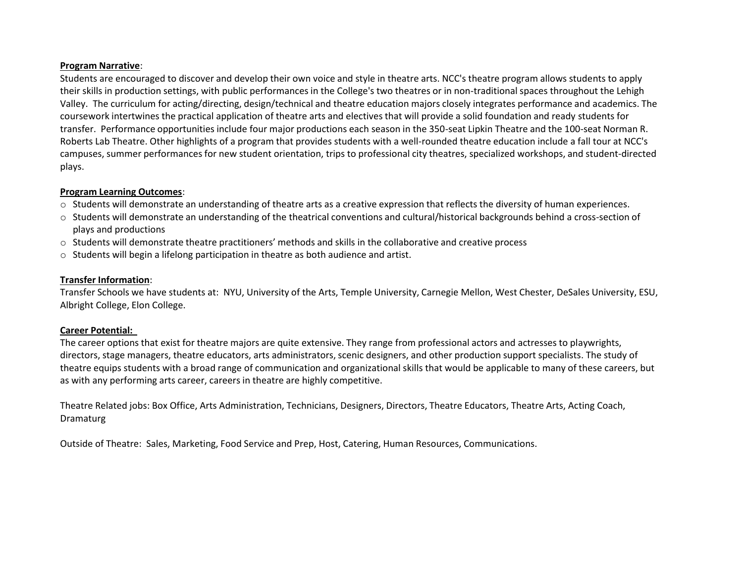**Program Narrative**:

Students are encouraged to discover and develop their own voice and style in theatre arts. NCC's theatre program allows students to apply their skills in production settings, with public performances in the College's two theatres or in non-traditional spaces throughout the Lehigh Valley. The curriculum for acting/directing, design/technical and theatre education majors closely integrates performance and academics. The coursework intertwines the practical application of theatre arts and electives that will provide a solid foundation and ready students for transfer. Performance opportunities include four major productions each season in the 350-seat Lipkin Theatre and the 100-seat Norman R. Roberts Lab Theatre. Other highlights of a program that provides students with a well-rounded theatre education include a fall tour at NCC's campuses, summer performances for new student orientation, trips to professional city theatres, specialized workshops, and student-directed plays.

**Program Learning Outcomes**:

- Students will demonstrate an understanding of theatre arts as a creative expression that reflects the diversity of human experiences.
- Students will demonstrate an understanding of the theatrical conventions and cultural/historical backgrounds behind a cross-section of plays and productions
- Students will demonstrate theatre practitioners' methods and skills in the collaborative and creative process
- Students will begin a lifelong participation in theatre as both audience and artist.

**Transfer Information**:

Transfer Schools we have students at: NYU, University of the Arts, Temple University, Carnegie Mellon, West Chester, DeSales University, ESU, Albright College, Elon College.

**Career Potential:**

The career options that exist for theatre majors are quite extensive. They range from professional actors and actresses to playwrights, directors, stage managers, theatre educators, arts administrators, scenic designers, and other production support specialists. The study of theatre equips students with a broad range of communication and organizational skills that would be applicable to many of these careers, but as with any performing arts career, careers in theatre are highly competitive.

Theatre Related jobs: Box Office, Arts Administration, Technicians, Designers, Directors, Theatre Educators, Theatre Arts, Acting Coach, Dramaturg

Outside of Theatre: Sales, Marketing, Food Service and Prep, Host, Catering, Human Resources, Communications.